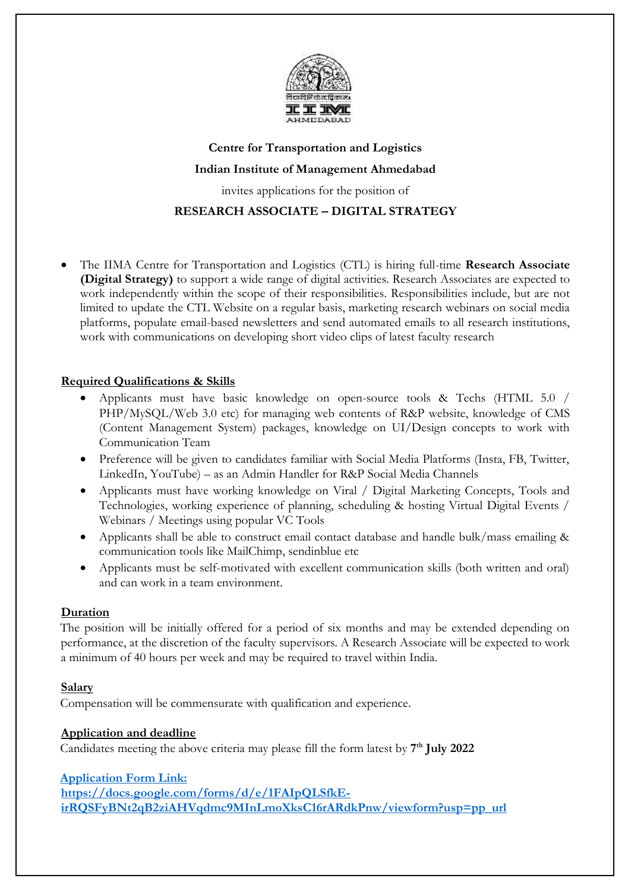**Centre for Transportation and Logistics**

**Indian Institute of Management Ahmedabad**

invites applications for the position of

**RESEARCH ASSOCIATE – DIGITAL STRATEGY**

- The IIMA Centre for Transportation and Logistics (CTL) is hiring full-time **Research Associate (Digital Strategy)** to support a wide range of digital activities. Research Associates are expected to work independently within the scope of their responsibilities. Responsibilities include, but are not limited to update the CTL Website on a regular basis, marketing research webinars on social media platforms, populate email-based newsletters and send automated emails to all research institutions, work with communications on developing short video clips of latest faculty research

## Required Qualifications & Skills

- Applicants must have basic knowledge on open-source tools & Techs (HTML 5.0 / PHP/MySQL/Web 3.0 etc) for managing web contents of R&P website, knowledge of CMS (Content Management System) packages, knowledge on UI/Design concepts to work with Communication Team
- Preference will be given to candidates familiar with Social Media Platforms (Insta, FB, Twitter, LinkedIn, YouTube) – as an Admin Handler for R&P Social Media Channels
- Applicants must have working knowledge on Viral / Digital Marketing Concepts, Tools and Technologies, working experience of planning, scheduling & hosting Virtual Digital Events / Webinars / Meetings using popular VC Tools
- Applicants shall be able to construct email contact database and handle bulk/mass emailing & communication tools like MailChimp, sendinblue etc
- Applicants must be self-motivated with excellent communication skills (both written and oral) and can work in a team environment.

## Duration

The position will be initially offered for a period of six months and may be extended depending on performance, at the discretion of the faculty supervisors. A Research Associate will be expected to work a minimum of 40 hours per week and may be required to travel within India.

## Salary

Compensation will be commensurate with qualification and experience.

## Application and deadline

Candidates meeting the above criteria may please fill the form latest by **7th July 2022**

**Application Form Link:**
**https://docs.google.com/forms/d/e/1FAIpQLSfkE-irRQSFyBNt2qB2ziAHVqdmc9MInLmoXksC16rARdkPnw/viewform?usp=pp_url**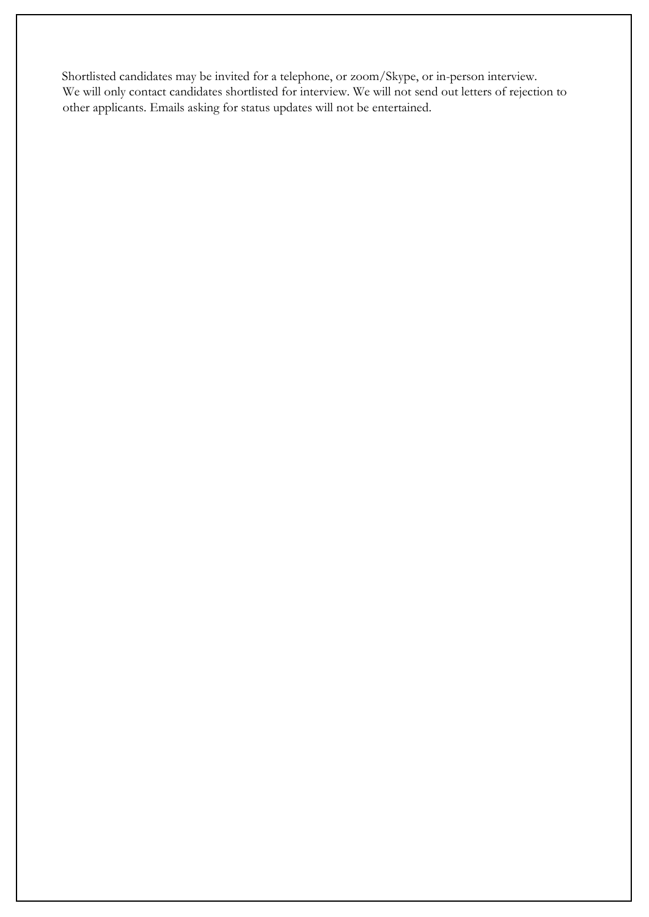Shortlisted candidates may be invited for a telephone, or zoom/Skype, or in-person interview. We will only contact candidates shortlisted for interview. We will not send out letters of rejection to other applicants. Emails asking for status updates will not be entertained.